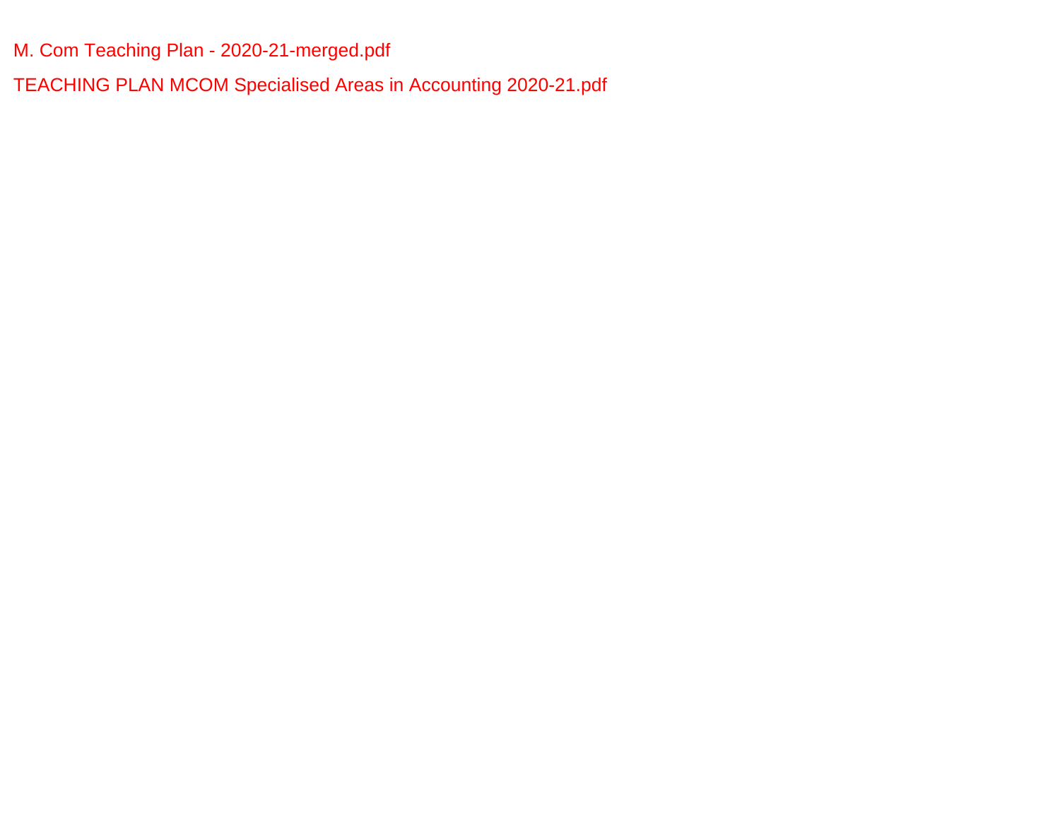M. Com Teaching Plan - 2020-21-merged.pdf

TEACHING PLAN MCOM Specialised Areas in Accounting 2020-21.pdf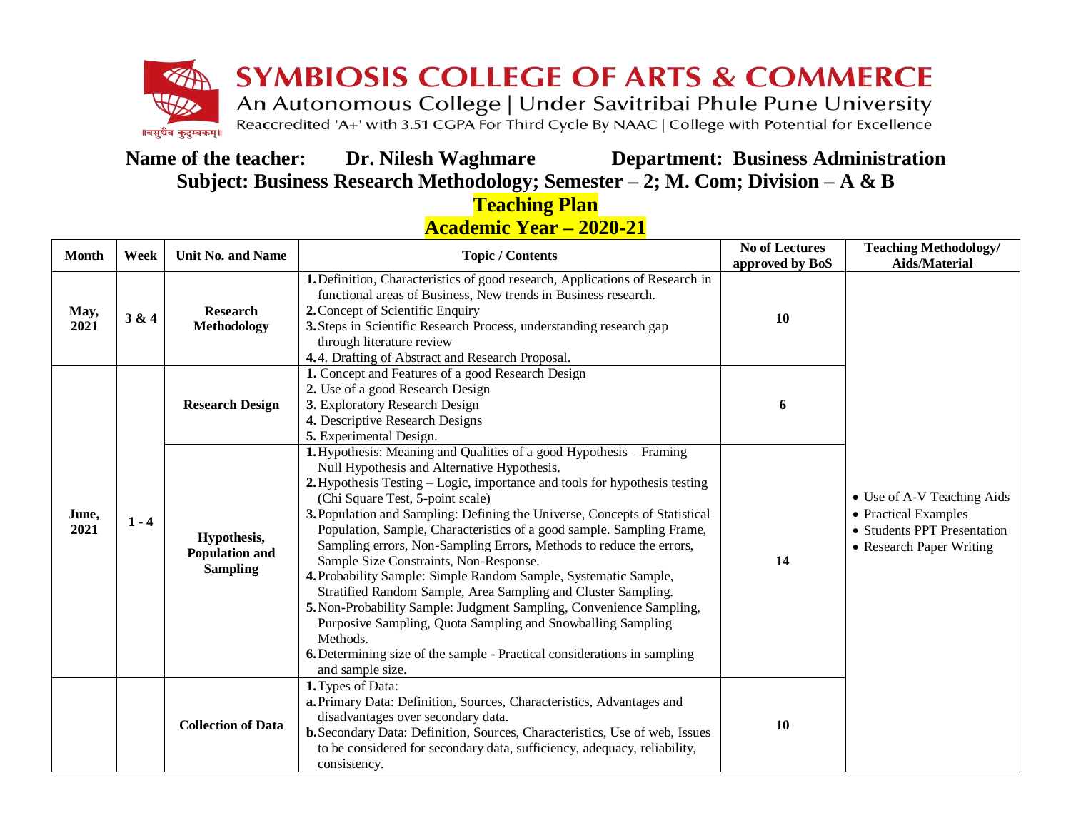# SYMBIOSIS COLLEGE OF ARTS & COMMERCE

An Autonomous College | Under Savitribai Phule Pune University

Reaccredited 'A+' with 3.51 CGPA For Third Cycle By NAAC | College with Potential for Excellence

॥वसुधैव कुटुम्बकम्॥

**Name of the teacher: Dr. Nilesh Waghmare Department: Business Administration**

**Subject: Business Research Methodology; Semester – 2; M. Com; Division – A & B**

## Teaching Plan

## Academic Year – 2020-21

| Month | Week | Unit No. and Name | Topic / Contents | No of Lectures approved by BoS | Teaching Methodology/ Aids/Material |
|---|---|---|---|---|---|
| May, 2021 | 3 & 4 | Research Methodology | 1. Definition, Characteristics of good research, Applications of Research in functional areas of Business, New trends in Business research.<br>2. Concept of Scientific Enquiry<br>3. Steps in Scientific Research Process, understanding research gap through literature review<br>4. 4. Drafting of Abstract and Research Proposal. | 10 | • Use of A-V Teaching Aids<br>• Practical Examples<br>• Students PPT Presentation<br>• Research Paper Writing |
| June, 2021 | 1 - 4 | Research Design | 1. Concept and Features of a good Research Design<br>2. Use of a good Research Design<br>3. Exploratory Research Design<br>4. Descriptive Research Designs<br>5. Experimental Design. | 6 | |
| | | Hypothesis, Population and Sampling | 1. Hypothesis: Meaning and Qualities of a good Hypothesis – Framing Null Hypothesis and Alternative Hypothesis.<br>2. Hypothesis Testing – Logic, importance and tools for hypothesis testing (Chi Square Test, 5-point scale)<br>3. Population and Sampling: Defining the Universe, Concepts of Statistical Population, Sample, Characteristics of a good sample. Sampling Frame, Sampling errors, Non-Sampling Errors, Methods to reduce the errors, Sample Size Constraints, Non-Response.<br>4. Probability Sample: Simple Random Sample, Systematic Sample, Stratified Random Sample, Area Sampling and Cluster Sampling.<br>5. Non-Probability Sample: Judgment Sampling, Convenience Sampling, Purposive Sampling, Quota Sampling and Snowballing Sampling Methods.<br>6. Determining size of the sample - Practical considerations in sampling and sample size. | 14 | |
| | | Collection of Data | 1. Types of Data:<br>a. Primary Data: Definition, Sources, Characteristics, Advantages and disadvantages over secondary data.<br>b. Secondary Data: Definition, Sources, Characteristics, Use of web, Issues to be considered for secondary data, sufficiency, adequacy, reliability, consistency. | 10 | |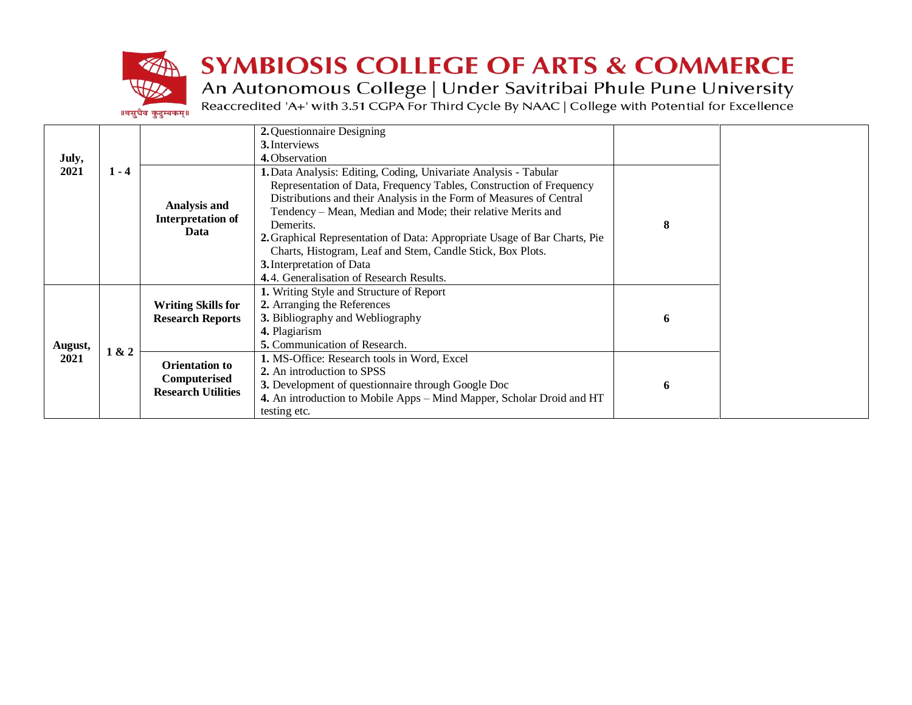| | | | | | |
|---|---|---|---|---|---|
| July, 2021 | 1 - 4 | | **2.** Questionnaire Designing<br>**3.** Interviews<br>**4.** Observation | | |
| | | **Analysis and Interpretation of Data** | **1.** Data Analysis: Editing, Coding, Univariate Analysis - Tabular Representation of Data, Frequency Tables, Construction of Frequency Distributions and their Analysis in the Form of Measures of Central Tendency – Mean, Median and Mode; their relative Merits and Demerits.<br>**2.** Graphical Representation of Data: Appropriate Usage of Bar Charts, Pie Charts, Histogram, Leaf and Stem, Candle Stick, Box Plots.<br>**3.** Interpretation of Data<br>**4.** 4. Generalisation of Research Results. | **8** | |
| August, 2021 | 1 & 2 | **Writing Skills for Research Reports** | **1.** Writing Style and Structure of Report<br>**2.** Arranging the References<br>**3.** Bibliography and Webliography<br>**4.** Plagiarism<br>**5.** Communication of Research. | **6** | |
| | | **Orientation to Computerised Research Utilities** | **1.** MS-Office: Research tools in Word, Excel<br>**2.** An introduction to SPSS<br>**3.** Development of questionnaire through Google Doc<br>**4.** An introduction to Mobile Apps – Mind Mapper, Scholar Droid and HT testing etc. | **6** | |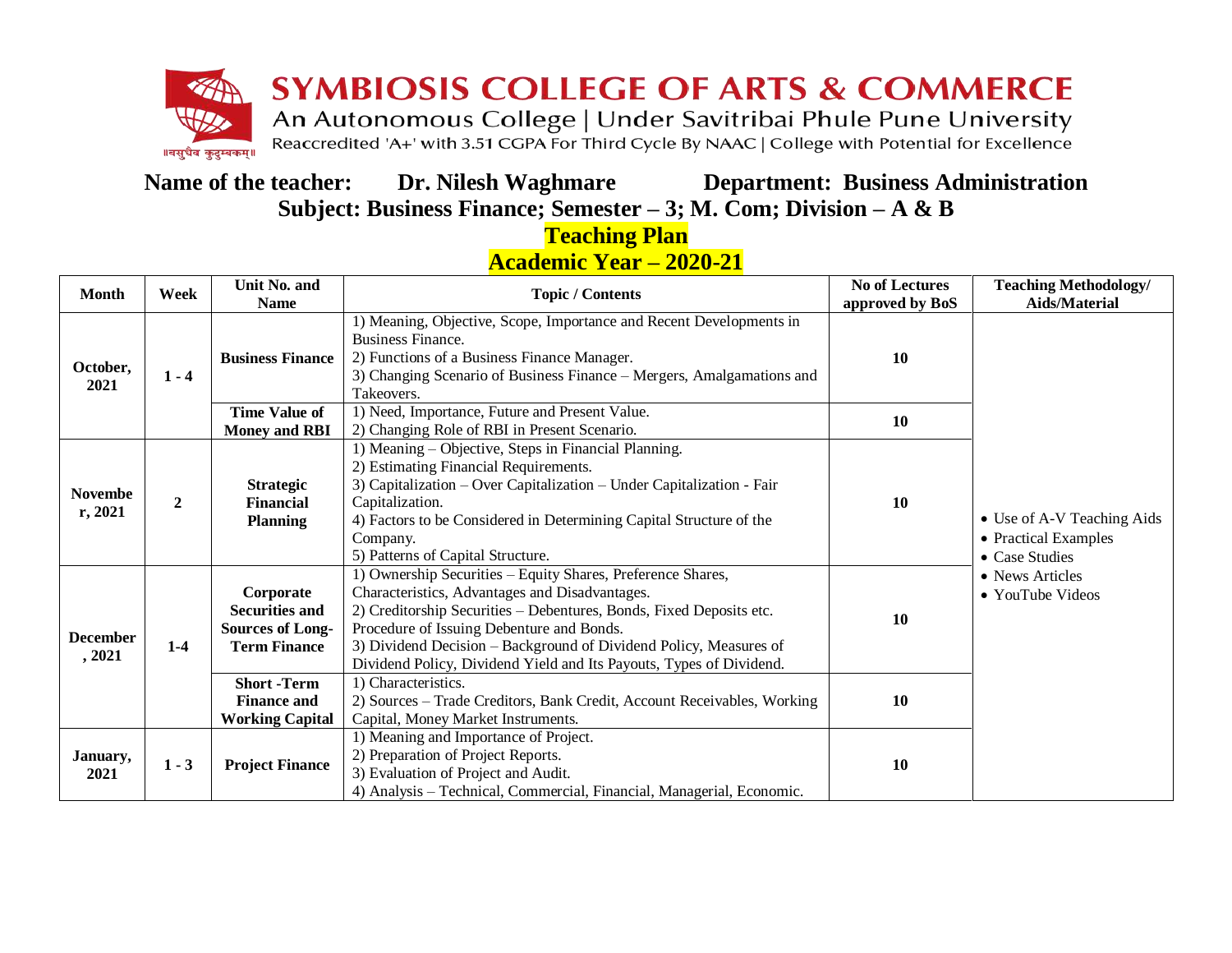# SYMBIOSIS COLLEGE OF ARTS & COMMERCE

An Autonomous College | Under Savitribai Phule Pune University

Reaccredited 'A+' with 3.51 CGPA For Third Cycle By NAAC | College with Potential for Excellence

॥वसुधैव कुटुम्बकम्॥

**Name of the teacher: Dr. Nilesh Waghmare Department: Business Administration**

**Subject: Business Finance; Semester – 3; M. Com; Division – A & B**

**Teaching Plan**

**Academic Year – 2020-21**

| Month | Week | Unit No. and Name | Topic / Contents | No of Lectures approved by BoS | Teaching Methodology/ Aids/Material |
|---|---|---|---|---|---|
| **October, 2021** | **1 - 4** | **Business Finance** | 1) Meaning, Objective, Scope, Importance and Recent Developments in Business Finance.<br>2) Functions of a Business Finance Manager.<br>3) Changing Scenario of Business Finance – Mergers, Amalgamations and Takeovers. | **10** | • Use of A-V Teaching Aids<br>• Practical Examples<br>• Case Studies<br>• News Articles<br>• YouTube Videos |
| | | **Time Value of Money and RBI** | 1) Need, Importance, Future and Present Value.<br>2) Changing Role of RBI in Present Scenario. | **10** | |
| **November, 2021** | **2** | **Strategic Financial Planning** | 1) Meaning – Objective, Steps in Financial Planning.<br>2) Estimating Financial Requirements.<br>3) Capitalization – Over Capitalization – Under Capitalization - Fair Capitalization.<br>4) Factors to be Considered in Determining Capital Structure of the Company.<br>5) Patterns of Capital Structure. | **10** | |
| **December, 2021** | **1-4** | **Corporate Securities and Sources of Long-Term Finance** | 1) Ownership Securities – Equity Shares, Preference Shares, Characteristics, Advantages and Disadvantages.<br>2) Creditorship Securities – Debentures, Bonds, Fixed Deposits etc. Procedure of Issuing Debenture and Bonds.<br>3) Dividend Decision – Background of Dividend Policy, Measures of Dividend Policy, Dividend Yield and Its Payouts, Types of Dividend. | **10** | |
| | | **Short -Term Finance and Working Capital** | 1) Characteristics.<br>2) Sources – Trade Creditors, Bank Credit, Account Receivables, Working Capital, Money Market Instruments. | **10** | |
| **January, 2021** | **1 - 3** | **Project Finance** | 1) Meaning and Importance of Project.<br>2) Preparation of Project Reports.<br>3) Evaluation of Project and Audit.<br>4) Analysis – Technical, Commercial, Financial, Managerial, Economic. | **10** | |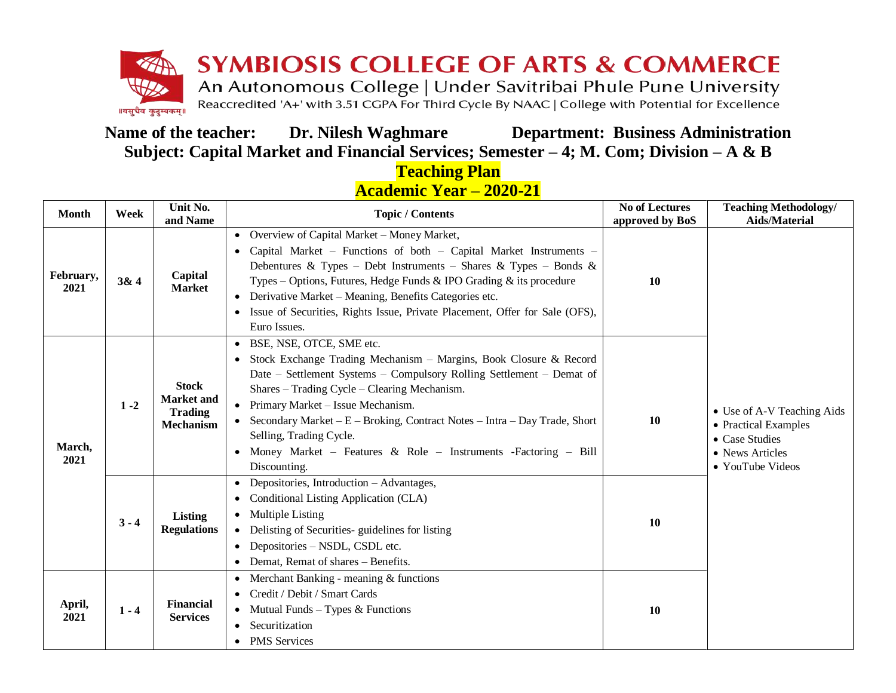# SYMBIOSIS COLLEGE OF ARTS & COMMERCE

An Autonomous College | Under Savitribai Phule Pune University

Reaccredited 'A+' with 3.51 CGPA For Third Cycle By NAAC | College with Potential for Excellence

॥वसुधैव कुटुम्बकम्॥

**Name of the teacher: Dr. Nilesh Waghmare Department: Business Administration**

**Subject: Capital Market and Financial Services; Semester – 4; M. Com; Division – A & B**

## Teaching Plan

## Academic Year – 2020-21

| Month | Week | Unit No. and Name | Topic / Contents | No of Lectures approved by BoS | Teaching Methodology/ Aids/Material |
|---|---|---|---|---|---|
| February, 2021 | 3& 4 | Capital Market | • Overview of Capital Market – Money Market,<br>• Capital Market – Functions of both – Capital Market Instruments – Debentures & Types – Debt Instruments – Shares & Types – Bonds & Types – Options, Futures, Hedge Funds & IPO Grading & its procedure<br>• Derivative Market – Meaning, Benefits Categories etc.<br>• Issue of Securities, Rights Issue, Private Placement, Offer for Sale (OFS), Euro Issues. | 10 | • Use of A-V Teaching Aids<br>• Practical Examples<br>• Case Studies<br>• News Articles<br>• YouTube Videos |
| March, 2021 | 1 -2 | Stock Market and Trading Mechanism | • BSE, NSE, OTCE, SME etc.<br>• Stock Exchange Trading Mechanism – Margins, Book Closure & Record Date – Settlement Systems – Compulsory Rolling Settlement – Demat of Shares – Trading Cycle – Clearing Mechanism.<br>• Primary Market – Issue Mechanism.<br>• Secondary Market – E – Broking, Contract Notes – Intra – Day Trade, Short Selling, Trading Cycle.<br>• Money Market – Features & Role – Instruments -Factoring – Bill Discounting. | 10 | |
| | 3 - 4 | Listing Regulations | • Depositories, Introduction – Advantages,<br>• Conditional Listing Application (CLA)<br>• Multiple Listing<br>• Delisting of Securities- guidelines for listing<br>• Depositories – NSDL, CSDL etc.<br>• Demat, Remat of shares – Benefits. | 10 | |
| April, 2021 | 1 - 4 | Financial Services | • Merchant Banking - meaning & functions<br>• Credit / Debit / Smart Cards<br>• Mutual Funds – Types & Functions<br>• Securitization<br>• PMS Services | 10 | |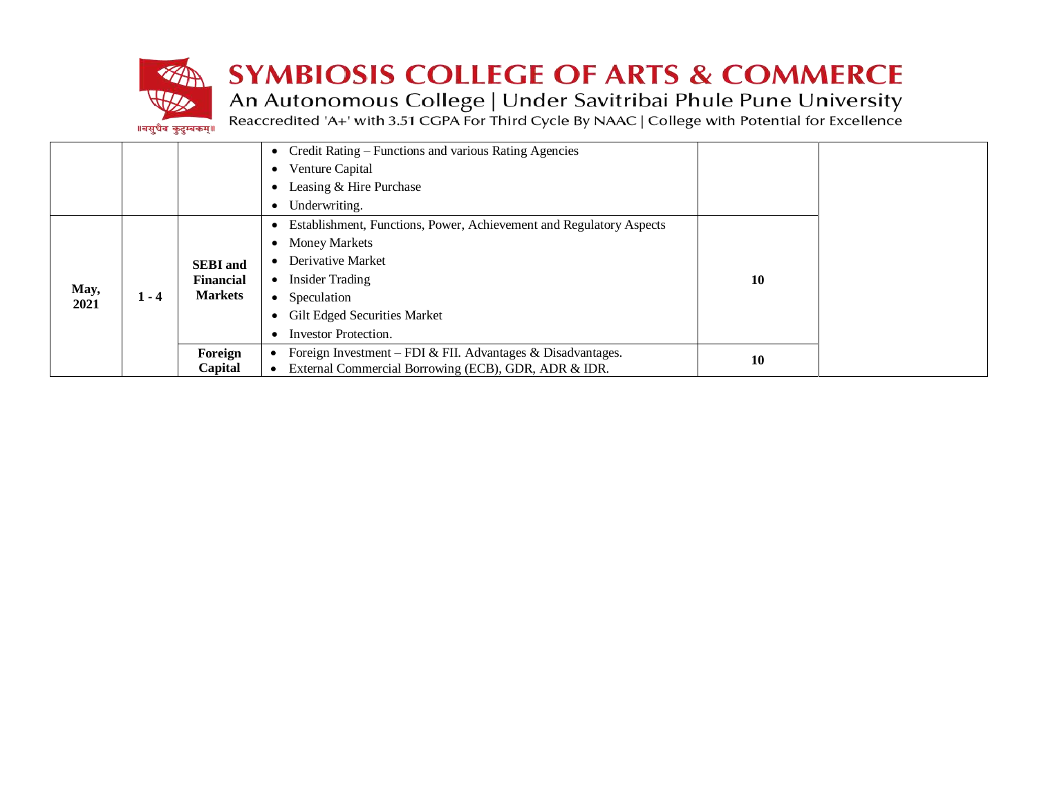| | | | | | |
|---|---|---|---|---|---|
| | | | • Credit Rating – Functions and various Rating Agencies<br>• Venture Capital<br>• Leasing & Hire Purchase<br>• Underwriting. | | |
| **May, 2021** | **1 - 4** | **SEBI and Financial Markets** | • Establishment, Functions, Power, Achievement and Regulatory Aspects<br>• Money Markets<br>• Derivative Market<br>• Insider Trading<br>• Speculation<br>• Gilt Edged Securities Market<br>• Investor Protection. | **10** | |
| | | **Foreign Capital** | • Foreign Investment – FDI & FII. Advantages & Disadvantages.<br>• External Commercial Borrowing (ECB), GDR, ADR & IDR. | **10** | |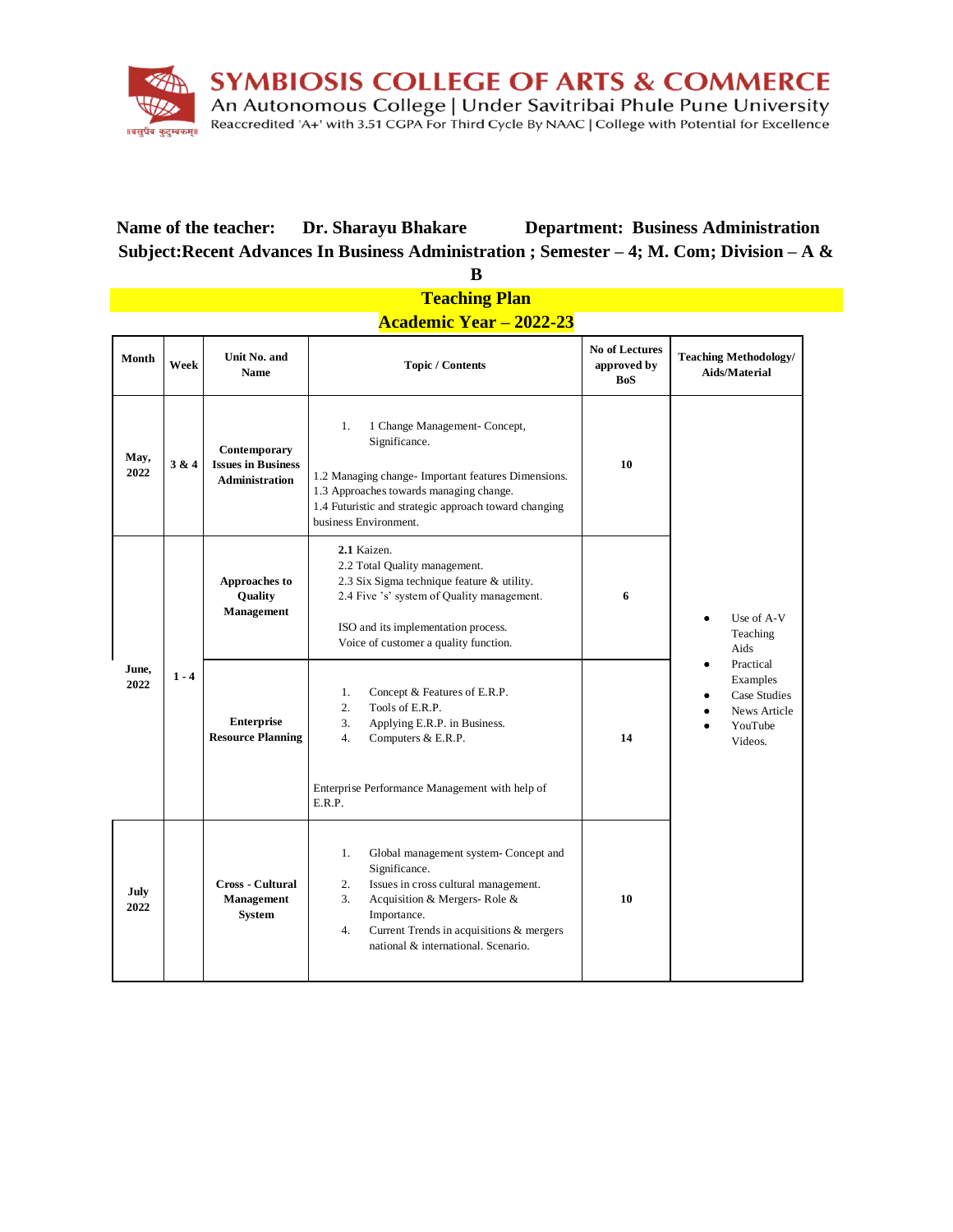**SYMBIOSIS COLLEGE OF ARTS & COMMERCE**
An Autonomous College | Under Savitribai Phule Pune University
Reaccredited 'A+' with 3.51 CGPA For Third Cycle By NAAC | College with Potential for Excellence

**Name of the teacher: Dr. Sharayu Bhakare Department: Business Administration**
**Subject:Recent Advances In Business Administration ; Semester – 4; M. Com; Division – A & B**

## Teaching Plan
## Academic Year – 2022-23

| Month | Week | Unit No. and Name | Topic / Contents | No of Lectures approved by BoS | Teaching Methodology/ Aids/Material |
|---|---|---|---|---|---|
| May, 2022 | 3 & 4 | Contemporary Issues in Business Administration | 1. 1 Change Management- Concept, Significance.<br>1.2 Managing change- Important features Dimensions.<br>1.3 Approaches towards managing change.<br>1.4 Futuristic and strategic approach toward changing business Environment. | 10 | • Use of A-V Teaching Aids<br>• Practical Examples<br>• Case Studies<br>• News Article<br>• YouTube Videos. |
| June, 2022 | 1 - 4 | Approaches to Quality Management | **2.1** Kaizen.<br>2.2 Total Quality management.<br>2.3 Six Sigma technique feature & utility.<br>2.4 Five 's' system of Quality management.<br>ISO and its implementation process.<br>Voice of customer a quality function. | 6 | |
| | | Enterprise Resource Planning | 1. Concept & Features of E.R.P.<br>2. Tools of E.R.P.<br>3. Applying E.R.P. in Business.<br>4. Computers & E.R.P.<br>Enterprise Performance Management with help of E.R.P. | 14 | |
| July 2022 | | Cross - Cultural Management System | 1. Global management system- Concept and Significance.<br>2. Issues in cross cultural management.<br>3. Acquisition & Mergers- Role & Importance.<br>4. Current Trends in acquisitions & mergers national & international. Scenario. | 10 | |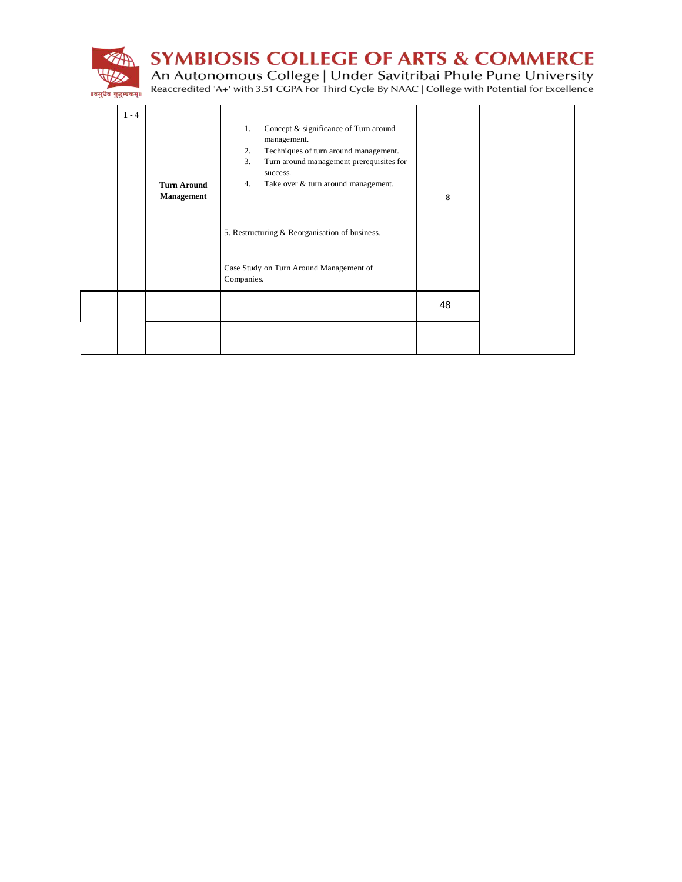| | 1 - 4 | **Turn Around Management** | 1. Concept & significance of Turn around management.<br>2. Techniques of turn around management.<br>3. Turn around management prerequisites for success.<br>4. Take over & turn around management.<br><br>5. Restructuring & Reorganisation of business.<br><br>Case Study on Turn Around Management of Companies. | **8** | |
|---|---|---|---|---|---|
| | | | | 48 | |
| | | | | | |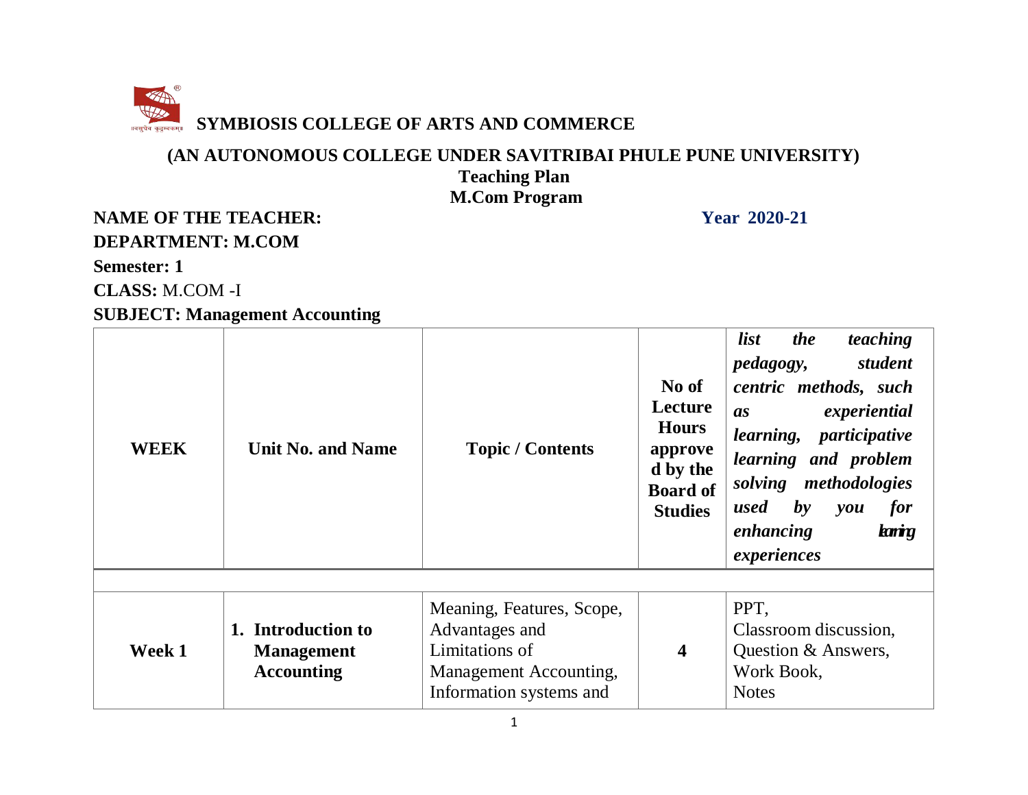**SYMBIOSIS COLLEGE OF ARTS AND COMMERCE**

**(AN AUTONOMOUS COLLEGE UNDER SAVITRIBAI PHULE PUNE UNIVERSITY)**

**Teaching Plan**

**M.Com Program**

**NAME OF THE TEACHER:** **Year 2020-21**

**DEPARTMENT: M.COM**

**Semester: 1**

**CLASS:** M.COM -I

**SUBJECT: Management Accounting**

| WEEK | Unit No. and Name | Topic / Contents | No of Lecture Hours approved by the Board of Studies | *list the teaching pedagogy, student centric methods, such as experiential learning, participative learning and problem solving methodologies used by you for enhancing learning experiences* |
|---|---|---|---|---|
| | | | | |
| **Week 1** | **1. Introduction to Management Accounting** | Meaning, Features, Scope, Advantages and Limitations of Management Accounting, Information systems and | **4** | PPT, Classroom discussion, Question & Answers, Work Book, Notes |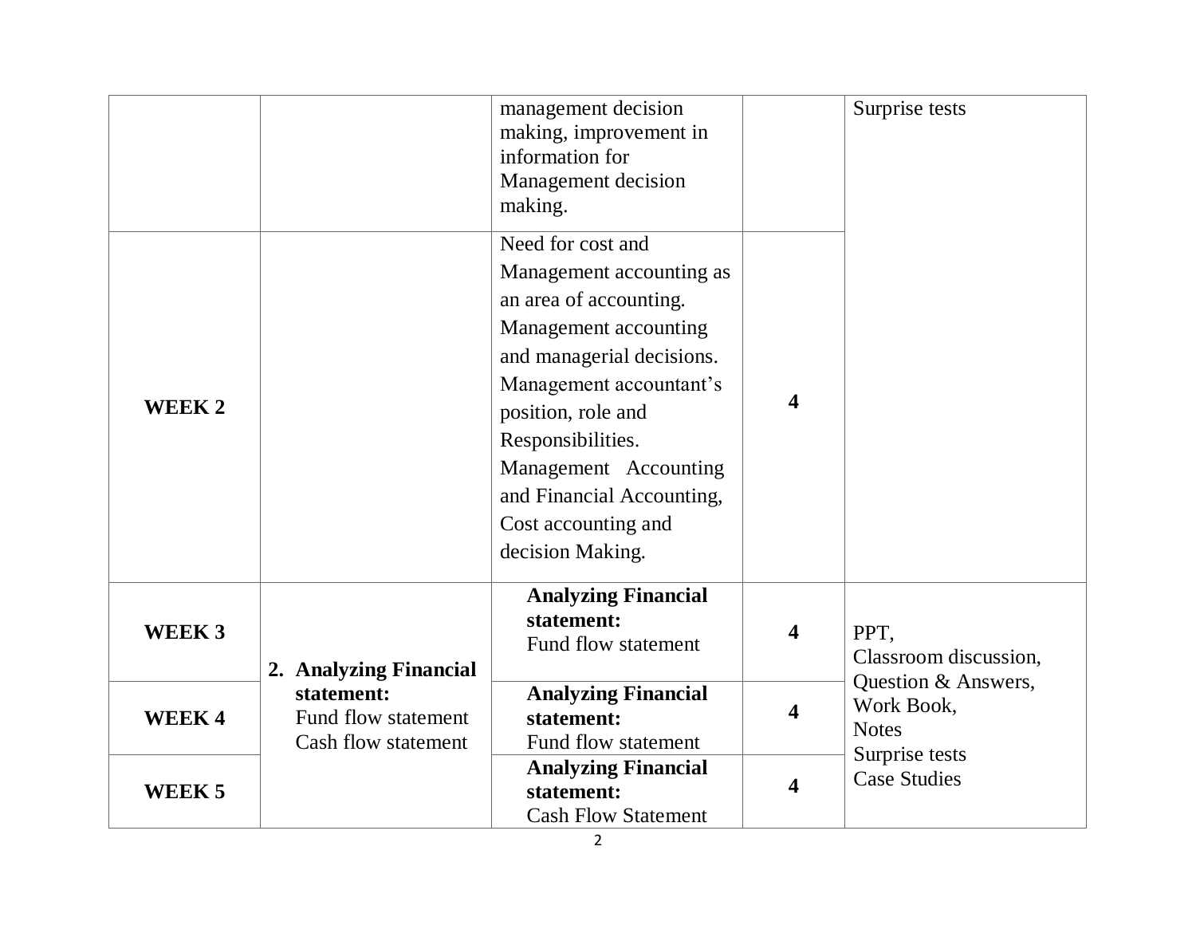| | | | | |
|---|---|---|---|---|
| | | management decision making, improvement in information for Management decision making. | | Surprise tests |
| **WEEK 2** | | Need for cost and Management accounting as an area of accounting. Management accounting and managerial decisions. Management accountant's position, role and Responsibilities. Management Accounting and Financial Accounting, Cost accounting and decision Making. | **4** | |
| **WEEK 3** | **2. Analyzing Financial statement:** Fund flow statement Cash flow statement | **Analyzing Financial statement:** Fund flow statement | **4** | PPT, Classroom discussion, Question & Answers, Work Book, Notes Surprise tests Case Studies |
| **WEEK 4** | | **Analyzing Financial statement:** Fund flow statement | **4** | |
| **WEEK 5** | | **Analyzing Financial statement:** Cash Flow Statement | **4** | |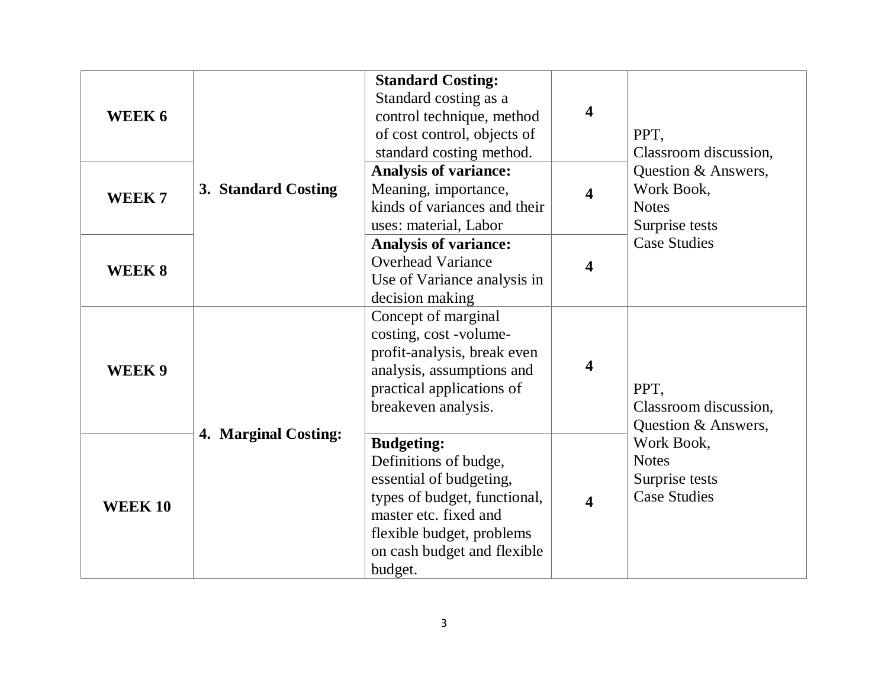| WEEK 6 | 3. Standard Costing | **Standard Costing:** Standard costing as a control technique, method of cost control, objects of standard costing method. | **4** | PPT, Classroom discussion, Question & Answers, Work Book, Notes Surprise tests Case Studies |
|---|---|---|---|---|
| **WEEK 7** | | **Analysis of variance:** Meaning, importance, kinds of variances and their uses: material, Labor | **4** | |
| **WEEK 8** | | **Analysis of variance:** Overhead Variance Use of Variance analysis in decision making | **4** | |
| **WEEK 9** | **4. Marginal Costing:** | Concept of marginal costing, cost -volume-profit-analysis, break even analysis, assumptions and practical applications of breakeven analysis. | **4** | PPT, Classroom discussion, Question & Answers, Work Book, Notes Surprise tests Case Studies |
| **WEEK 10** | | **Budgeting:** Definitions of budge, essential of budgeting, types of budget, functional, master etc. fixed and flexible budget, problems on cash budget and flexible budget. | **4** | |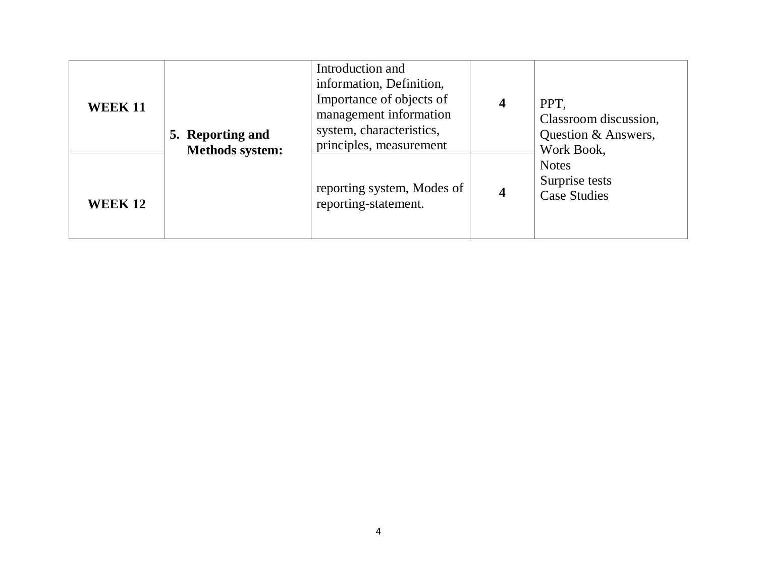| WEEK 11 | 5. **Reporting and Methods system:** | Introduction and information, Definition, Importance of objects of management information system, characteristics, principles, measurement | **4** | PPT, Classroom discussion, Question & Answers, Work Book, Notes Surprise tests Case Studies |
|---|---|---|---|---|
| **WEEK 12** | | reporting system, Modes of reporting-statement. | **4** | |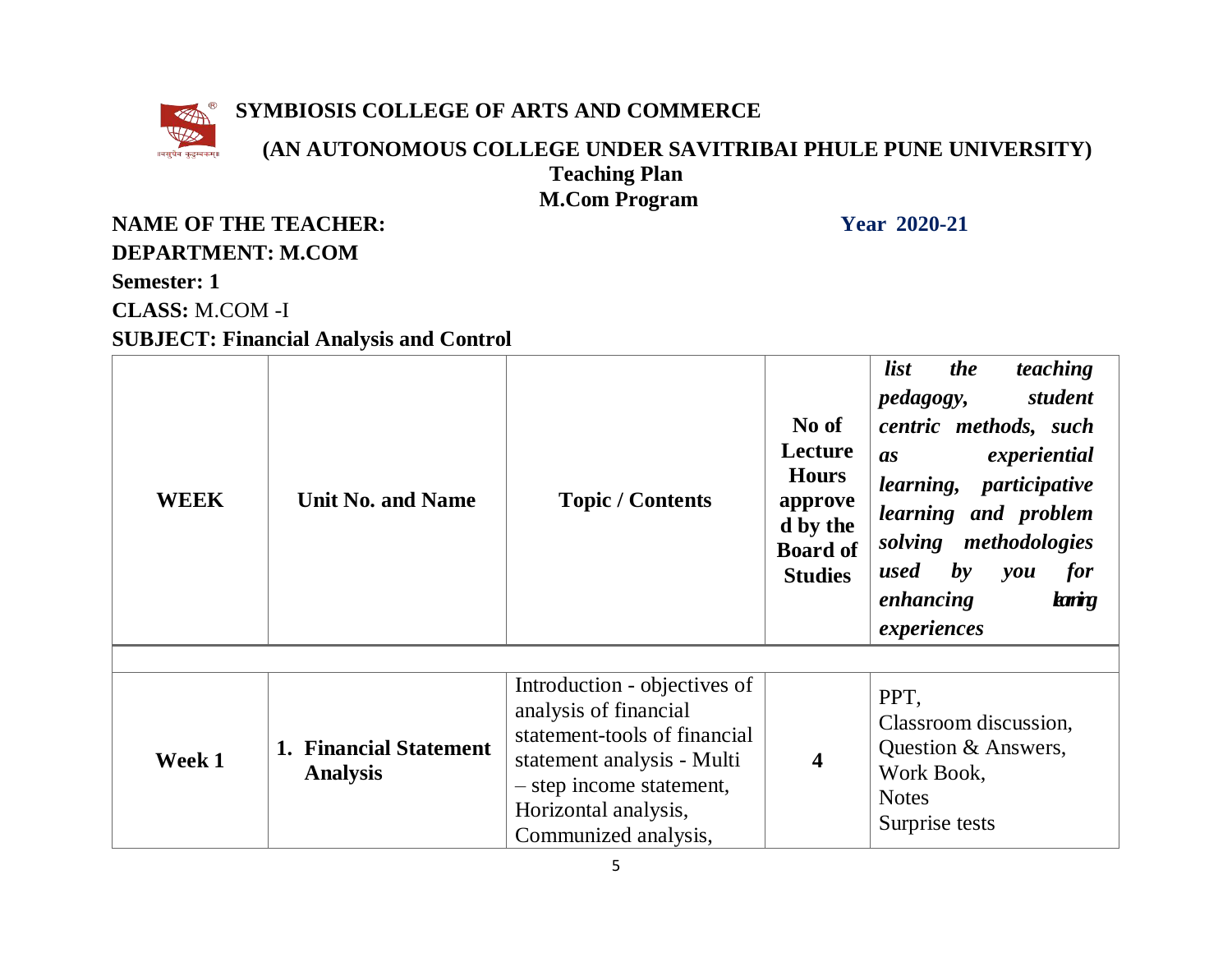# SYMBIOSIS COLLEGE OF ARTS AND COMMERCE

## (AN AUTONOMOUS COLLEGE UNDER SAVITRIBAI PHULE PUNE UNIVERSITY)

### Teaching Plan

### M.Com Program

**NAME OF THE TEACHER:** **Year 2020-21**

**DEPARTMENT: M.COM**

**Semester: 1**

**CLASS:** M.COM -I

**SUBJECT: Financial Analysis and Control**

| WEEK | Unit No. and Name | Topic / Contents | No of Lecture Hours approved by the Board of Studies | *list the teaching pedagogy, student centric methods, such as experiential learning, participative learning and problem solving methodologies used by you for enhancing learning experiences* |
|---|---|---|---|---|
| | | | | |
| **Week 1** | **1. Financial Statement Analysis** | Introduction - objectives of analysis of financial statement-tools of financial statement analysis - Multi – step income statement, Horizontal analysis, Communized analysis, | **4** | PPT, Classroom discussion, Question & Answers, Work Book, Notes Surprise tests |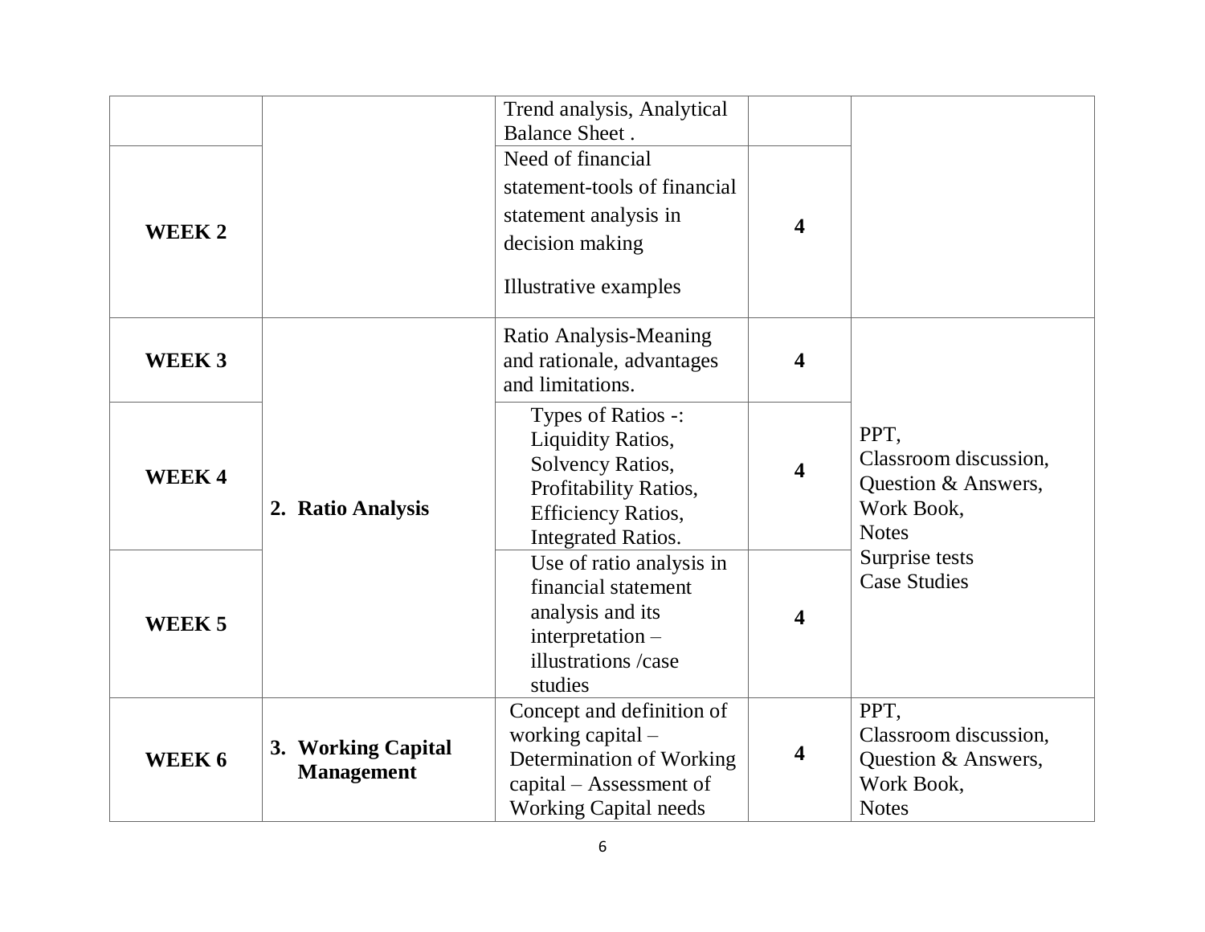| | | | | |
|---|---|---|---|---|
| | | Trend analysis, Analytical Balance Sheet . | | |
| **WEEK 2** | | Need of financial statement-tools of financial statement analysis in decision making<br><br>Illustrative examples | **4** | |
| **WEEK 3** | **2. Ratio Analysis** | Ratio Analysis-Meaning and rationale, advantages and limitations. | **4** | PPT,<br>Classroom discussion,<br>Question & Answers,<br>Work Book,<br>Notes<br>Surprise tests<br>Case Studies |
| **WEEK 4** | | Types of Ratios -:<br>Liquidity Ratios,<br>Solvency Ratios,<br>Profitability Ratios,<br>Efficiency Ratios,<br>Integrated Ratios. | **4** | |
| **WEEK 5** | | Use of ratio analysis in financial statement analysis and its interpretation – illustrations /case studies | **4** | |
| **WEEK 6** | **3. Working Capital Management** | Concept and definition of working capital – Determination of Working capital – Assessment of Working Capital needs | **4** | PPT,<br>Classroom discussion,<br>Question & Answers,<br>Work Book,<br>Notes |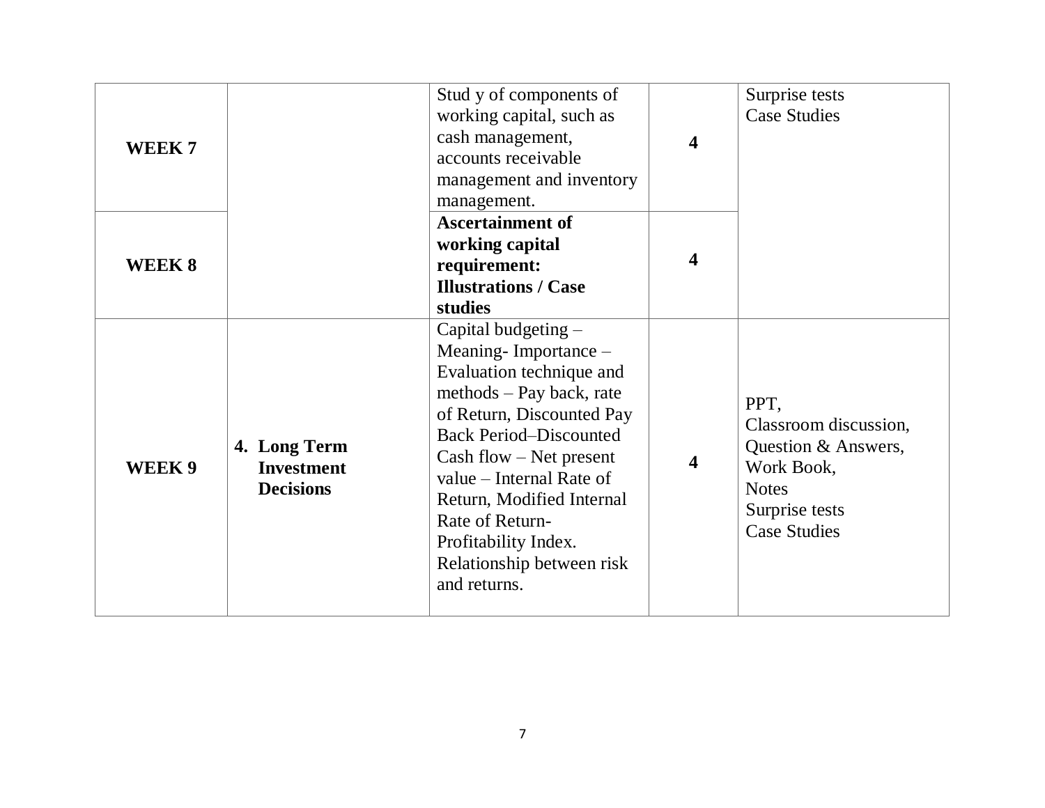| | | | | |
|---|---|---|---|---|
| **WEEK 7** | | Stud y of components of working capital, such as cash management, accounts receivable management and inventory management. | **4** | Surprise tests<br>Case Studies |
| **WEEK 8** | | **Ascertainment of working capital requirement: Illustrations / Case studies** | **4** | |
| **WEEK 9** | **4. Long Term Investment Decisions** | Capital budgeting – Meaning- Importance – Evaluation technique and methods – Pay back, rate of Return, Discounted Pay Back Period–Discounted Cash flow – Net present value – Internal Rate of Return, Modified Internal Rate of Return- Profitability Index. Relationship between risk and returns. | **4** | PPT,<br>Classroom discussion,<br>Question & Answers,<br>Work Book,<br>Notes<br>Surprise tests<br>Case Studies |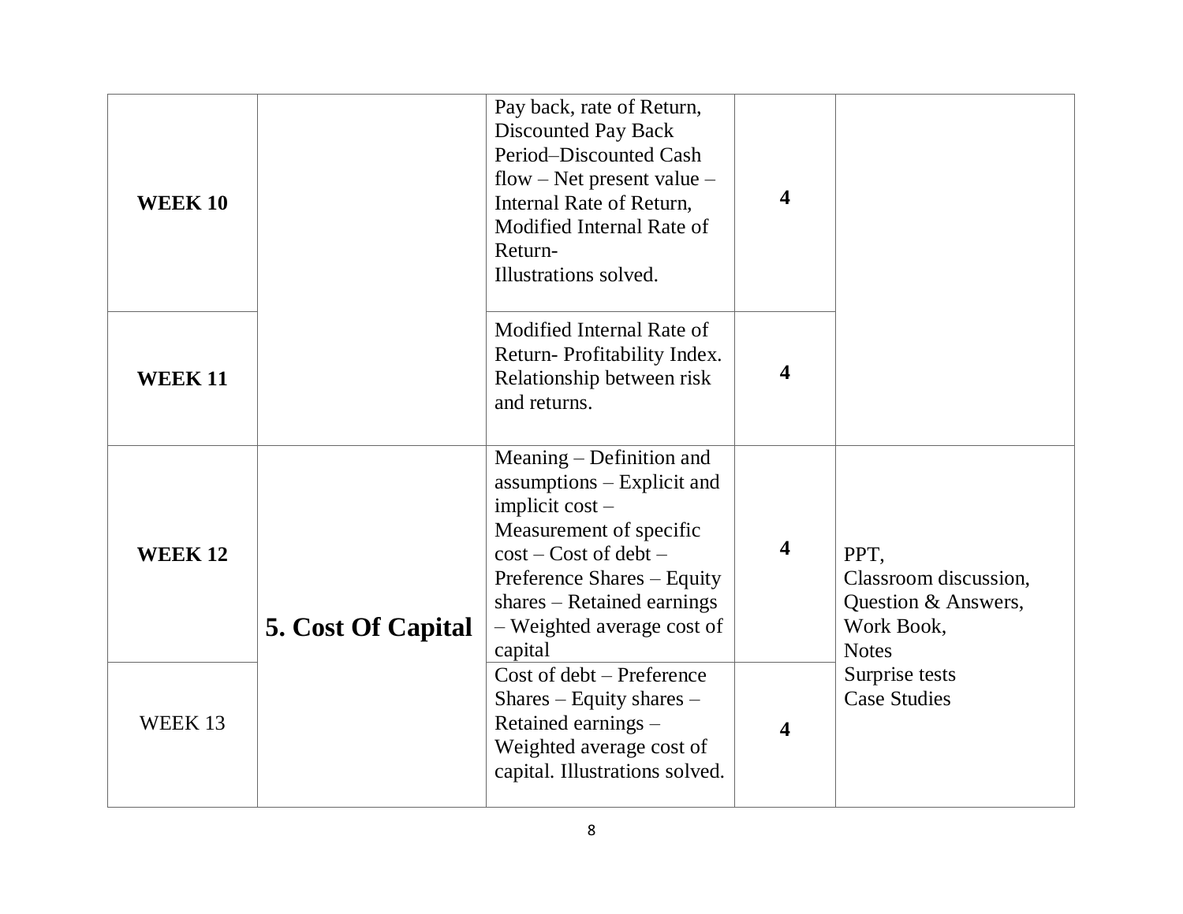| | | | | |
|---|---|---|---|---|
| **WEEK 10** | | Pay back, rate of Return, Discounted Pay Back Period–Discounted Cash flow – Net present value – Internal Rate of Return, Modified Internal Rate of Return- Illustrations solved. | **4** | |
| **WEEK 11** | | Modified Internal Rate of Return- Profitability Index. Relationship between risk and returns. | **4** | |
| **WEEK 12** | **5. Cost Of Capital** | Meaning – Definition and assumptions – Explicit and implicit cost – Measurement of specific cost – Cost of debt – Preference Shares – Equity shares – Retained earnings – Weighted average cost of capital | **4** | PPT, Classroom discussion, Question & Answers, Work Book, Notes Surprise tests Case Studies |
| WEEK 13 | | Cost of debt – Preference Shares – Equity shares – Retained earnings – Weighted average cost of capital. Illustrations solved. | **4** | |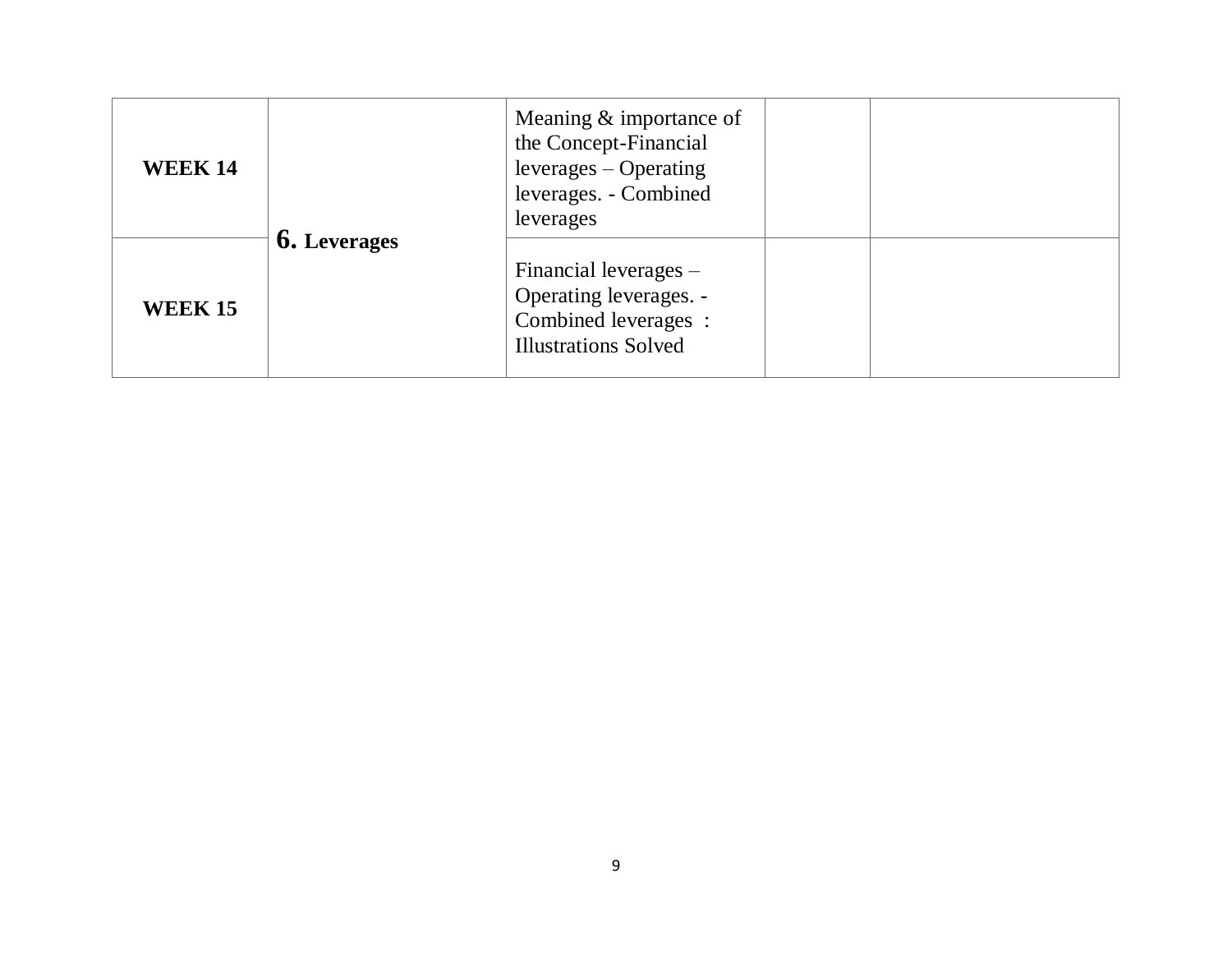| | | | | |
|---|---|---|---|---|
| **WEEK 14** | **6. Leverages** | Meaning & importance of the Concept-Financial leverages – Operating leverages. - Combined leverages | | |
| **WEEK 15** | | Financial leverages – Operating leverages. - Combined leverages : Illustrations Solved | | |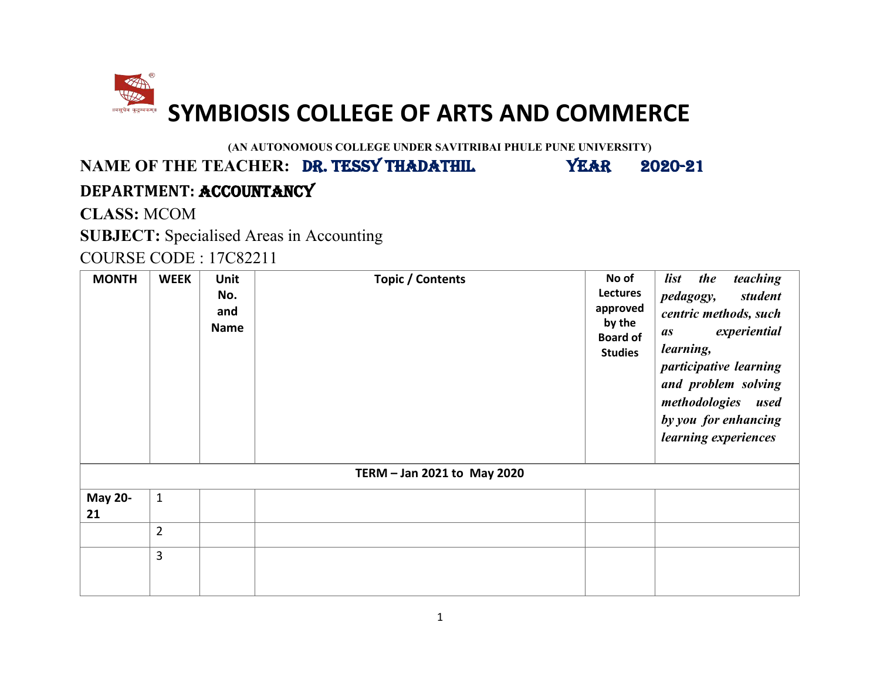# SYMBIOSIS COLLEGE OF ARTS AND COMMERCE

**(AN AUTONOMOUS COLLEGE UNDER SAVITRIBAI PHULE PUNE UNIVERSITY)**

**NAME OF THE TEACHER:** DR. TESSY THADATHIL YEAR 2020-21

**DEPARTMENT:** ACCOUNTANCY

**CLASS:** MCOM

**SUBJECT:** Specialised Areas in Accounting

COURSE CODE : 17C82211

| MONTH | WEEK | Unit No. and Name | Topic / Contents | No of Lectures approved by the Board of Studies | *list the teaching pedagogy, student centric methods, such as experiential learning, participative learning and problem solving methodologies used by you for enhancing learning experiences* |
|---|---|---|---|---|---|
| **TERM – Jan 2021 to May 2020** | | | | | |
| **May 20-21** | 1 | | | | |
| | 2 | | | | |
| | 3 | | | | |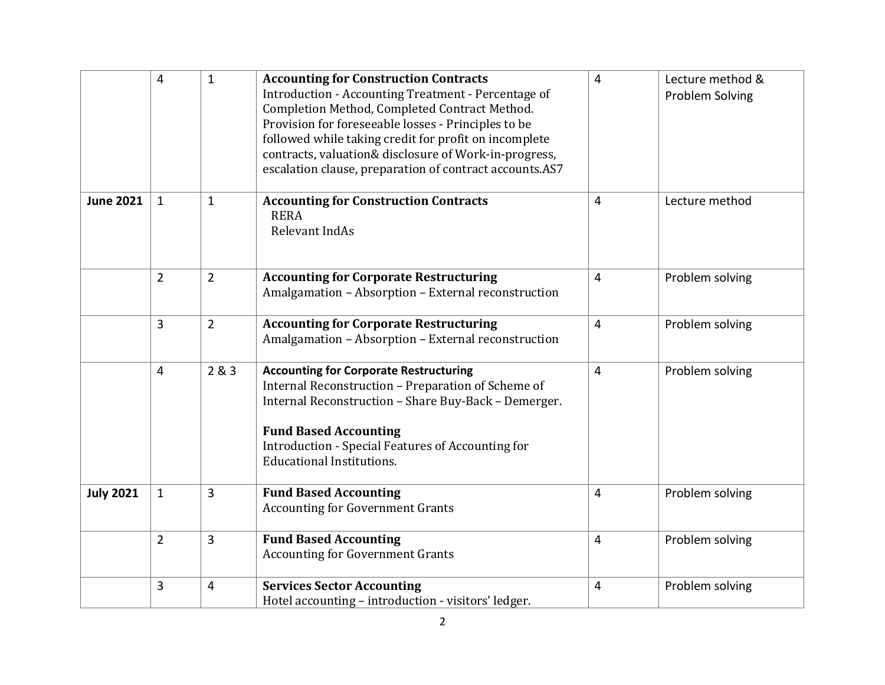| | | | | | |
|---|---|---|---|---|---|
| | 4 | 1 | **Accounting for Construction Contracts**<br>Introduction - Accounting Treatment - Percentage of Completion Method, Completed Contract Method. Provision for foreseeable losses - Principles to be followed while taking credit for profit on incomplete contracts, valuation& disclosure of Work-in-progress, escalation clause, preparation of contract accounts.AS7 | 4 | Lecture method & Problem Solving |
| **June 2021** | 1 | 1 | **Accounting for Construction Contracts**<br>RERA<br>Relevant IndAs | 4 | Lecture method |
| | 2 | 2 | **Accounting for Corporate Restructuring**<br>Amalgamation – Absorption – External reconstruction | 4 | Problem solving |
| | 3 | 2 | **Accounting for Corporate Restructuring**<br>Amalgamation – Absorption – External reconstruction | 4 | Problem solving |
| | 4 | 2 & 3 | **Accounting for Corporate Restructuring**<br>Internal Reconstruction – Preparation of Scheme of Internal Reconstruction – Share Buy-Back – Demerger.<br><br>**Fund Based Accounting**<br>Introduction - Special Features of Accounting for Educational Institutions. | 4 | Problem solving |
| **July 2021** | 1 | 3 | **Fund Based Accounting**<br>Accounting for Government Grants | 4 | Problem solving |
| | 2 | 3 | **Fund Based Accounting**<br>Accounting for Government Grants | 4 | Problem solving |
| | 3 | 4 | **Services Sector Accounting**<br>Hotel accounting – introduction - visitors' ledger. | 4 | Problem solving |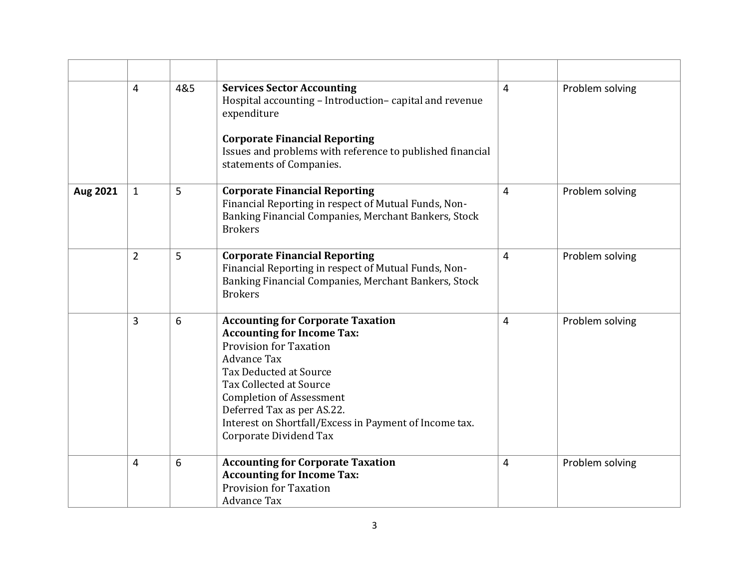| | | | | | |
|---|---|---|---|---|---|
| | 4 | 4&5 | **Services Sector Accounting**<br>Hospital accounting – Introduction– capital and revenue expenditure<br><br>**Corporate Financial Reporting**<br>Issues and problems with reference to published financial statements of Companies. | 4 | Problem solving |
| **Aug 2021** | 1 | 5 | **Corporate Financial Reporting**<br>Financial Reporting in respect of Mutual Funds, Non-Banking Financial Companies, Merchant Bankers, Stock Brokers | 4 | Problem solving |
| | 2 | 5 | **Corporate Financial Reporting**<br>Financial Reporting in respect of Mutual Funds, Non-Banking Financial Companies, Merchant Bankers, Stock Brokers | 4 | Problem solving |
| | 3 | 6 | **Accounting for Corporate Taxation**<br>**Accounting for Income Tax:**<br>Provision for Taxation<br>Advance Tax<br>Tax Deducted at Source<br>Tax Collected at Source<br>Completion of Assessment<br>Deferred Tax as per AS.22.<br>Interest on Shortfall/Excess in Payment of Income tax.<br>Corporate Dividend Tax | 4 | Problem solving |
| | 4 | 6 | **Accounting for Corporate Taxation**<br>**Accounting for Income Tax:**<br>Provision for Taxation<br>Advance Tax | 4 | Problem solving |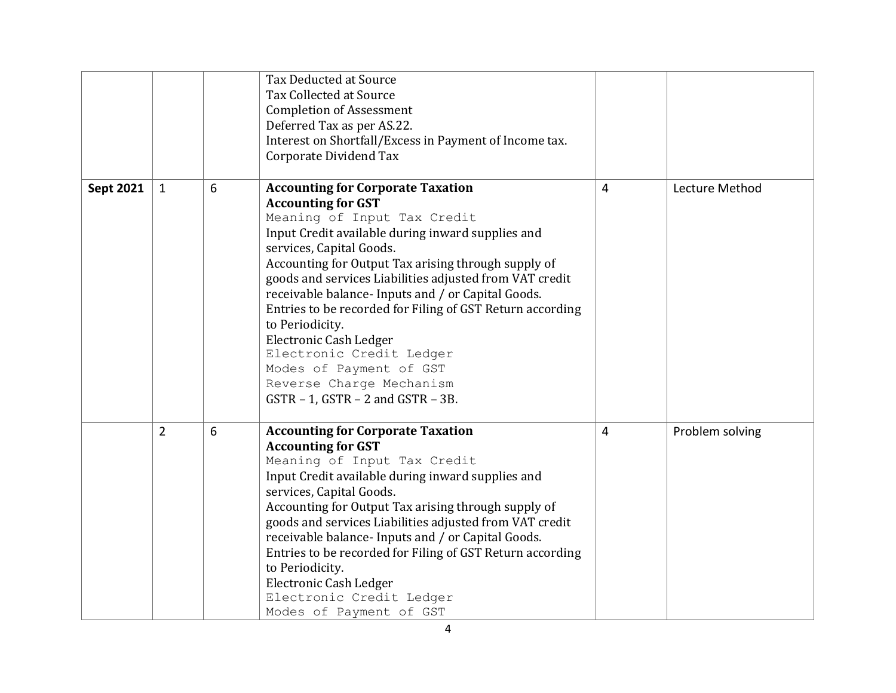| | | | | | |
|---|---|---|---|---|---|
| | | | Tax Deducted at Source<br>Tax Collected at Source<br>Completion of Assessment<br>Deferred Tax as per AS.22.<br>Interest on Shortfall/Excess in Payment of Income tax.<br>Corporate Dividend Tax | | |
| **Sept 2021** | 1 | 6 | **Accounting for Corporate Taxation**<br>**Accounting for GST**<br>Meaning of Input Tax Credit<br>Input Credit available during inward supplies and services, Capital Goods.<br>Accounting for Output Tax arising through supply of goods and services Liabilities adjusted from VAT credit receivable balance- Inputs and / or Capital Goods.<br>Entries to be recorded for Filing of GST Return according to Periodicity.<br>Electronic Cash Ledger<br>Electronic Credit Ledger<br>Modes of Payment of GST<br>Reverse Charge Mechanism<br>GSTR – 1, GSTR – 2 and GSTR – 3B. | 4 | Lecture Method |
| | 2 | 6 | **Accounting for Corporate Taxation**<br>**Accounting for GST**<br>Meaning of Input Tax Credit<br>Input Credit available during inward supplies and services, Capital Goods.<br>Accounting for Output Tax arising through supply of goods and services Liabilities adjusted from VAT credit receivable balance- Inputs and / or Capital Goods.<br>Entries to be recorded for Filing of GST Return according to Periodicity.<br>Electronic Cash Ledger<br>Electronic Credit Ledger<br>Modes of Payment of GST | 4 | Problem solving |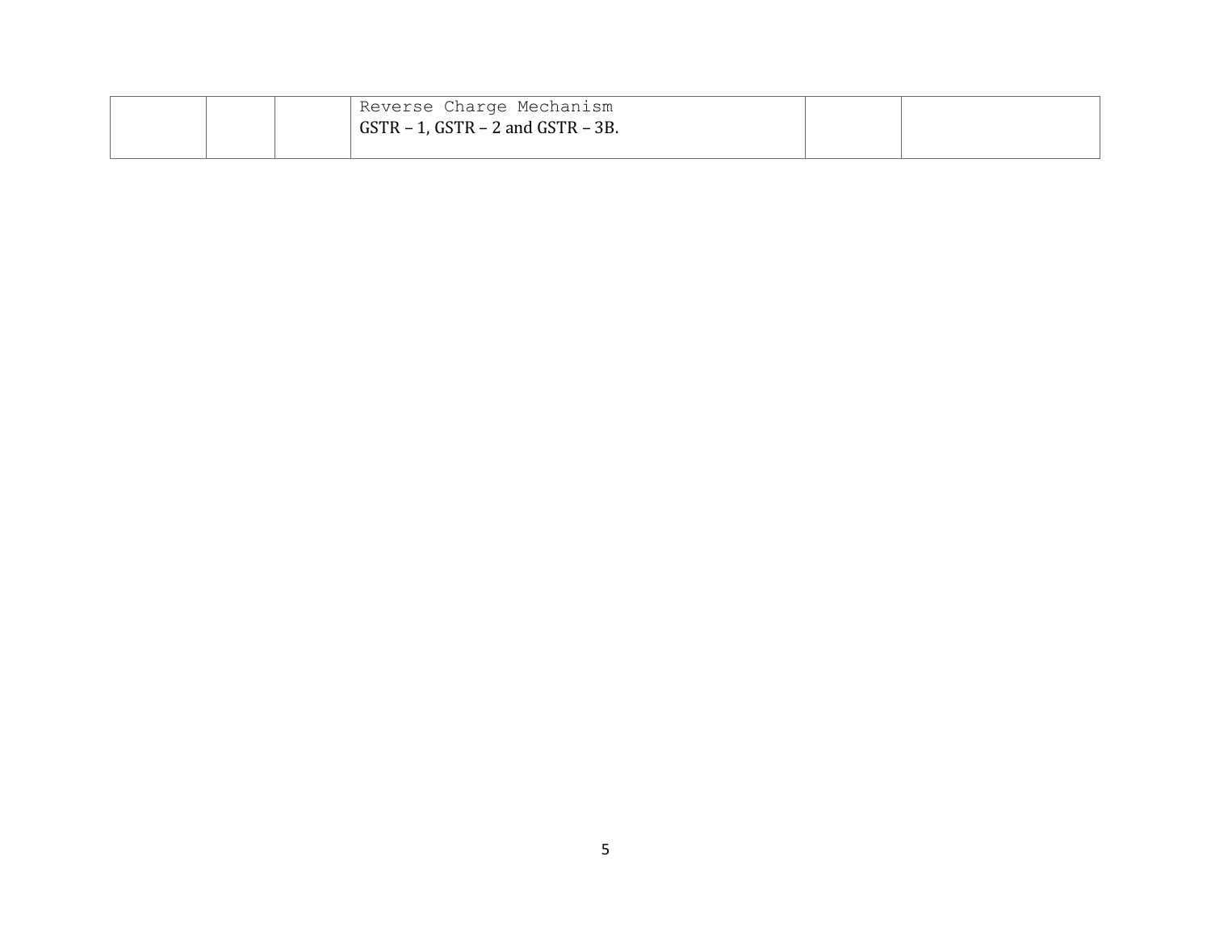| | | | | | |
|---|---|---|---|---|---|
| | | | Reverse Charge Mechanism<br>GSTR – 1, GSTR – 2 and GSTR – 3B. | | |